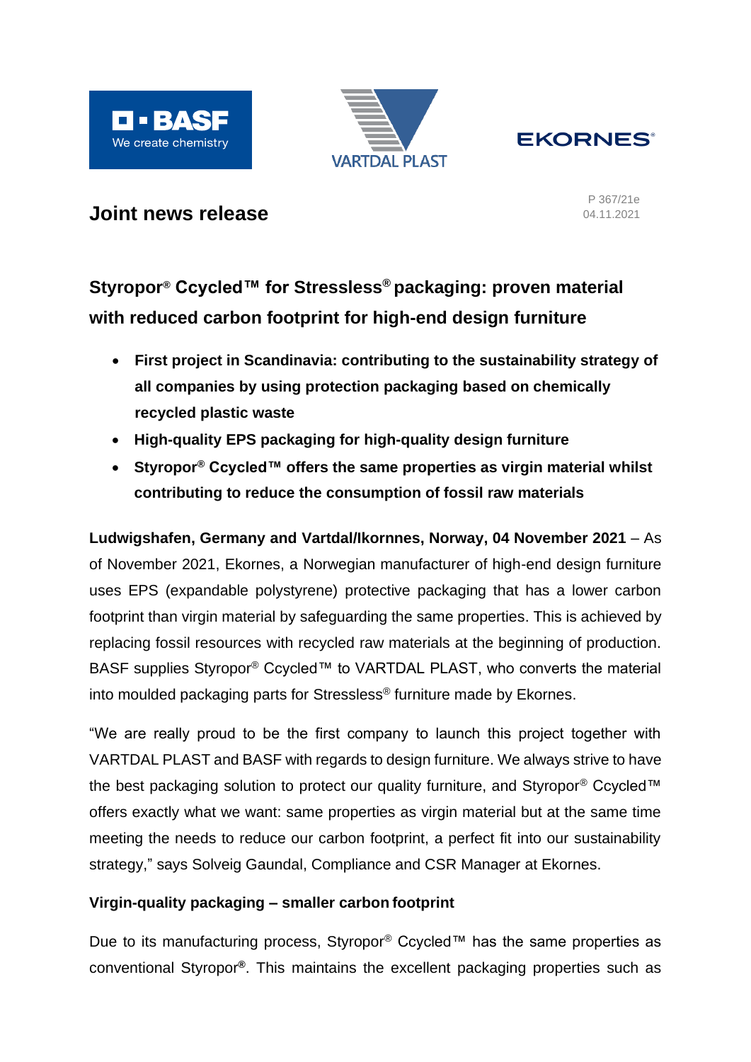## Joint news release

P 367/21e
04.11.2021

# Styropor® Ccycled™ for Stressless® packaging: proven material with reduced carbon footprint for high-end design furniture

- **First project in Scandinavia: contributing to the sustainability strategy of all companies by using protection packaging based on chemically recycled plastic waste**
- **High-quality EPS packaging for high-quality design furniture**
- **Styropor® Ccycled™ offers the same properties as virgin material whilst contributing to reduce the consumption of fossil raw materials**

**Ludwigshafen, Germany and Vartdal/Ikornnes, Norway, 04 November 2021** – As of November 2021, Ekornes, a Norwegian manufacturer of high-end design furniture uses EPS (expandable polystyrene) protective packaging that has a lower carbon footprint than virgin material by safeguarding the same properties. This is achieved by replacing fossil resources with recycled raw materials at the beginning of production. BASF supplies Styropor® Ccycled™ to VARTDAL PLAST, who converts the material into moulded packaging parts for Stressless® furniture made by Ekornes.

"We are really proud to be the first company to launch this project together with VARTDAL PLAST and BASF with regards to design furniture. We always strive to have the best packaging solution to protect our quality furniture, and Styropor® Ccycled™ offers exactly what we want: same properties as virgin material but at the same time meeting the needs to reduce our carbon footprint, a perfect fit into our sustainability strategy," says Solveig Gaundal, Compliance and CSR Manager at Ekornes.

### Virgin-quality packaging – smaller carbon footprint

Due to its manufacturing process, Styropor® Ccycled™ has the same properties as conventional Styropor**®**. This maintains the excellent packaging properties such as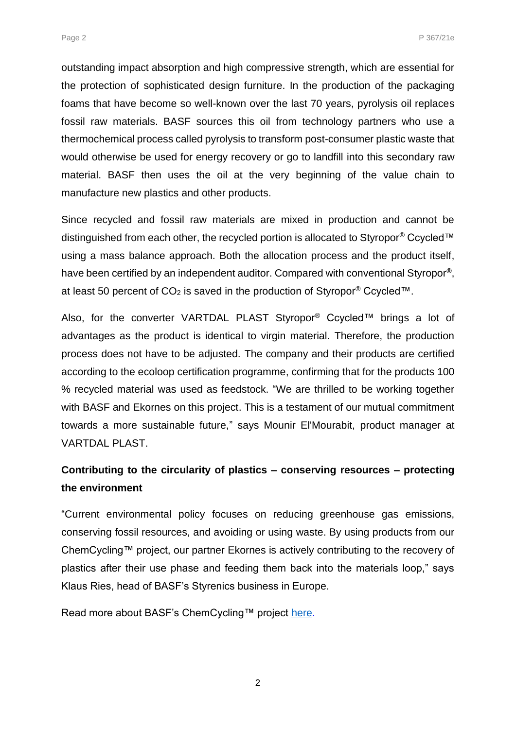outstanding impact absorption and high compressive strength, which are essential for the protection of sophisticated design furniture. In the production of the packaging foams that have become so well-known over the last 70 years, pyrolysis oil replaces fossil raw materials. BASF sources this oil from technology partners who use a thermochemical process called pyrolysis to transform post-consumer plastic waste that would otherwise be used for energy recovery or go to landfill into this secondary raw material. BASF then uses the oil at the very beginning of the value chain to manufacture new plastics and other products.

Since recycled and fossil raw materials are mixed in production and cannot be distinguished from each other, the recycled portion is allocated to Styropor® Ccycled™ using a mass balance approach. Both the allocation process and the product itself, have been certified by an independent auditor. Compared with conventional Styropor®, at least 50 percent of $CO_2$ is saved in the production of Styropor® Ccycled™.

Also, for the converter VARTDAL PLAST Styropor® Ccycled™ brings a lot of advantages as the product is identical to virgin material. Therefore, the production process does not have to be adjusted. The company and their products are certified according to the ecoloop certification programme, confirming that for the products 100 % recycled material was used as feedstock. "We are thrilled to be working together with BASF and Ekornes on this project. This is a testament of our mutual commitment towards a more sustainable future," says Mounir El'Mourabit, product manager at VARTDAL PLAST.

**Contributing to the circularity of plastics – conserving resources – protecting the environment**

"Current environmental policy focuses on reducing greenhouse gas emissions, conserving fossil resources, and avoiding or using waste. By using products from our ChemCycling™ project, our partner Ekornes is actively contributing to the recovery of plastics after their use phase and feeding them back into the materials loop," says Klaus Ries, head of BASF's Styrenics business in Europe.

Read more about BASF's ChemCycling™ project here.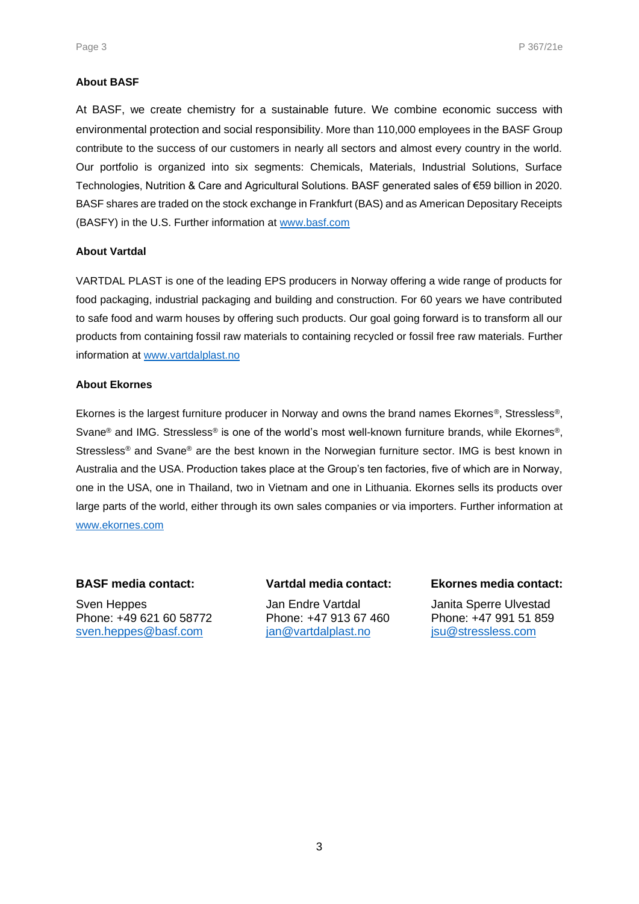**About BASF**

At BASF, we create chemistry for a sustainable future. We combine economic success with environmental protection and social responsibility. More than 110,000 employees in the BASF Group contribute to the success of our customers in nearly all sectors and almost every country in the world. Our portfolio is organized into six segments: Chemicals, Materials, Industrial Solutions, Surface Technologies, Nutrition & Care and Agricultural Solutions. BASF generated sales of €59 billion in 2020. BASF shares are traded on the stock exchange in Frankfurt (BAS) and as American Depositary Receipts (BASFY) in the U.S. Further information at www.basf.com

**About Vartdal**

VARTDAL PLAST is one of the leading EPS producers in Norway offering a wide range of products for food packaging, industrial packaging and building and construction. For 60 years we have contributed to safe food and warm houses by offering such products. Our goal going forward is to transform all our products from containing fossil raw materials to containing recycled or fossil free raw materials. Further information at www.vartdalplast.no

**About Ekornes**

Ekornes is the largest furniture producer in Norway and owns the brand names Ekornes®, Stressless®, Svane® and IMG. Stressless® is one of the world's most well-known furniture brands, while Ekornes®, Stressless® and Svane® are the best known in the Norwegian furniture sector. IMG is best known in Australia and the USA. Production takes place at the Group's ten factories, five of which are in Norway, one in the USA, one in Thailand, two in Vietnam and one in Lithuania. Ekornes sells its products over large parts of the world, either through its own sales companies or via importers. Further information at www.ekornes.com

**BASF media contact:**

Sven Heppes
Phone: +49 621 60 58772
sven.heppes@basf.com

**Vartdal media contact:**

Jan Endre Vartdal
Phone: +47 913 67 460
jan@vartdalplast.no

**Ekornes media contact:**

Janita Sperre Ulvestad
Phone: +47 991 51 859
jsu@stressless.com